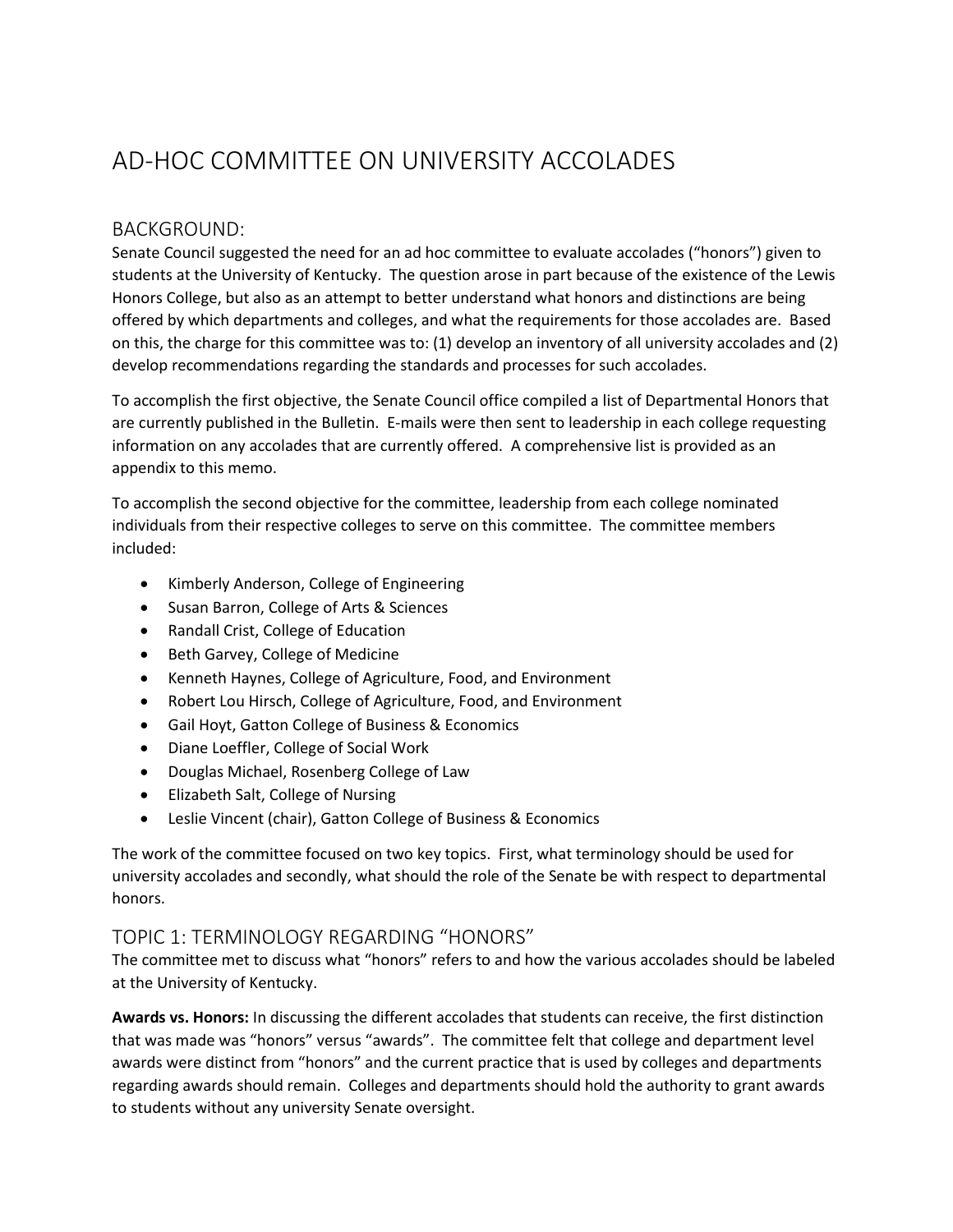# AD-HOC COMMITTEE ON UNIVERSITY ACCOLADES

## BACKGROUND:

Senate Council suggested the need for an ad hoc committee to evaluate accolades ("honors") given to students at the University of Kentucky. The question arose in part because of the existence of the Lewis Honors College, but also as an attempt to better understand what honors and distinctions are being offered by which departments and colleges, and what the requirements for those accolades are. Based on this, the charge for this committee was to: (1) develop an inventory of all university accolades and (2) develop recommendations regarding the standards and processes for such accolades.

To accomplish the first objective, the Senate Council office compiled a list of Departmental Honors that are currently published in the Bulletin. E-mails were then sent to leadership in each college requesting information on any accolades that are currently offered. A comprehensive list is provided as an appendix to this memo.

To accomplish the second objective for the committee, leadership from each college nominated individuals from their respective colleges to serve on this committee. The committee members included:

- Kimberly Anderson, College of Engineering
- Susan Barron, College of Arts & Sciences
- Randall Crist, College of Education
- Beth Garvey, College of Medicine
- Kenneth Haynes, College of Agriculture, Food, and Environment
- Robert Lou Hirsch, College of Agriculture, Food, and Environment
- Gail Hoyt, Gatton College of Business & Economics
- Diane Loeffler, College of Social Work
- Douglas Michael, Rosenberg College of Law
- Elizabeth Salt, College of Nursing
- Leslie Vincent (chair), Gatton College of Business & Economics

The work of the committee focused on two key topics. First, what terminology should be used for university accolades and secondly, what should the role of the Senate be with respect to departmental honors.

## TOPIC 1: TERMINOLOGY REGARDING "HONORS"

The committee met to discuss what "honors" refers to and how the various accolades should be labeled at the University of Kentucky.

**Awards vs. Honors:** In discussing the different accolades that students can receive, the first distinction that was made was "honors" versus "awards". The committee felt that college and department level awards were distinct from "honors" and the current practice that is used by colleges and departments regarding awards should remain. Colleges and departments should hold the authority to grant awards to students without any university Senate oversight.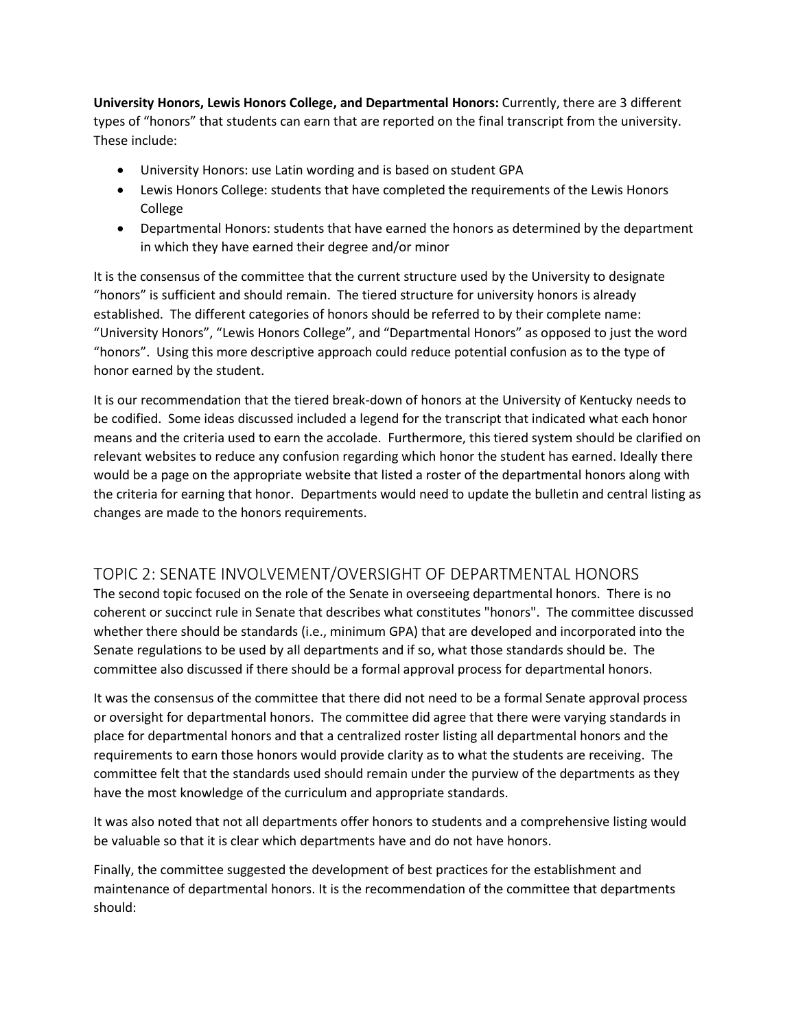**University Honors, Lewis Honors College, and Departmental Honors:** Currently, there are 3 different types of "honors" that students can earn that are reported on the final transcript from the university. These include:

- University Honors: use Latin wording and is based on student GPA
- Lewis Honors College: students that have completed the requirements of the Lewis Honors College
- Departmental Honors: students that have earned the honors as determined by the department in which they have earned their degree and/or minor

It is the consensus of the committee that the current structure used by the University to designate "honors" is sufficient and should remain. The tiered structure for university honors is already established. The different categories of honors should be referred to by their complete name: "University Honors", "Lewis Honors College", and "Departmental Honors" as opposed to just the word "honors". Using this more descriptive approach could reduce potential confusion as to the type of honor earned by the student.

It is our recommendation that the tiered break-down of honors at the University of Kentucky needs to be codified. Some ideas discussed included a legend for the transcript that indicated what each honor means and the criteria used to earn the accolade. Furthermore, this tiered system should be clarified on relevant websites to reduce any confusion regarding which honor the student has earned. Ideally there would be a page on the appropriate website that listed a roster of the departmental honors along with the criteria for earning that honor. Departments would need to update the bulletin and central listing as changes are made to the honors requirements.

## TOPIC 2: SENATE INVOLVEMENT/OVERSIGHT OF DEPARTMENTAL HONORS

The second topic focused on the role of the Senate in overseeing departmental honors. There is no coherent or succinct rule in Senate that describes what constitutes "honors". The committee discussed whether there should be standards (i.e., minimum GPA) that are developed and incorporated into the Senate regulations to be used by all departments and if so, what those standards should be. The committee also discussed if there should be a formal approval process for departmental honors.

It was the consensus of the committee that there did not need to be a formal Senate approval process or oversight for departmental honors. The committee did agree that there were varying standards in place for departmental honors and that a centralized roster listing all departmental honors and the requirements to earn those honors would provide clarity as to what the students are receiving. The committee felt that the standards used should remain under the purview of the departments as they have the most knowledge of the curriculum and appropriate standards.

It was also noted that not all departments offer honors to students and a comprehensive listing would be valuable so that it is clear which departments have and do not have honors.

Finally, the committee suggested the development of best practices for the establishment and maintenance of departmental honors. It is the recommendation of the committee that departments should: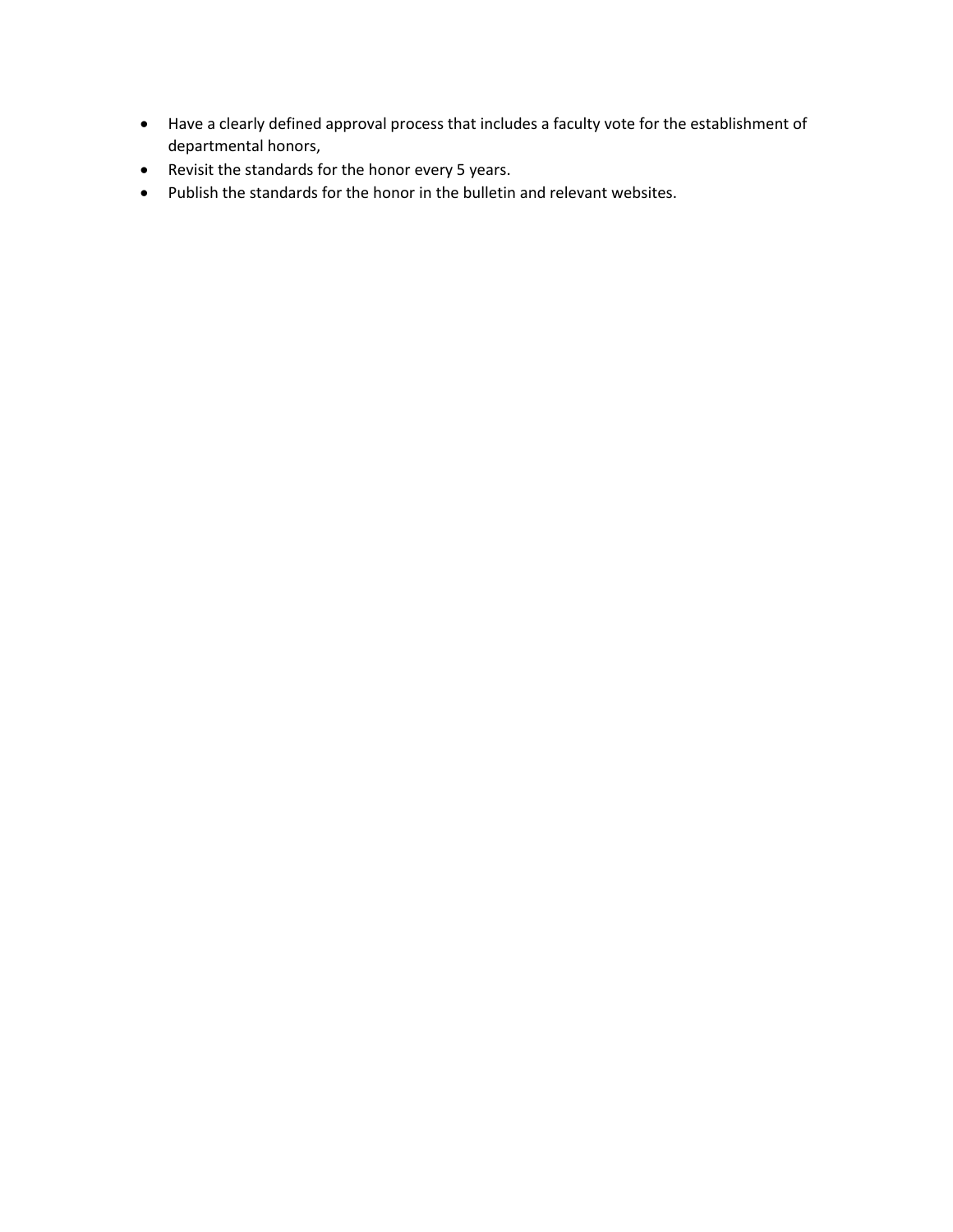- Have a clearly defined approval process that includes a faculty vote for the establishment of departmental honors,
- Revisit the standards for the honor every 5 years.
- Publish the standards for the honor in the bulletin and relevant websites.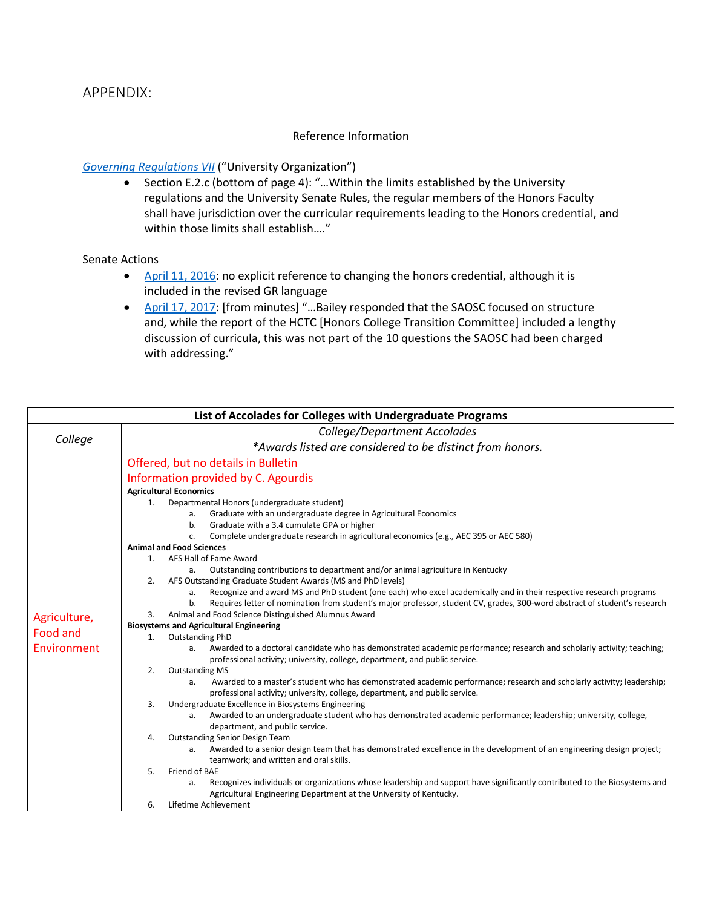# APPENDIX:

Reference Information

*Governing Regulations VII* ("University Organization")

- Section E.2.c (bottom of page 4): "…Within the limits established by the University regulations and the University Senate Rules, the regular members of the Honors Faculty shall have jurisdiction over the curricular requirements leading to the Honors credential, and within those limits shall establish…."

Senate Actions

- April 11, 2016: no explicit reference to changing the honors credential, although it is included in the revised GR language
- April 17, 2017: [from minutes] "…Bailey responded that the SAOSC focused on structure and, while the report of the HCTC [Honors College Transition Committee] included a lengthy discussion of curricula, this was not part of the 10 questions the SAOSC had been charged with addressing."

| **List of Accolades for Colleges with Undergraduate Programs** | |
|---|---|
| *College* | *College/Department Accolades*<br>*\*Awards listed are considered to be distinct from honors.* |
| Agriculture, Food and Environment | Offered, but no details in Bulletin<br>Information provided by C. Agourdis<br>**Agricultural Economics**<br>1. Departmental Honors (undergraduate student)<br>a. Graduate with an undergraduate degree in Agricultural Economics<br>b. Graduate with a 3.4 cumulate GPA or higher<br>c. Complete undergraduate research in agricultural economics (e.g., AEC 395 or AEC 580)<br>**Animal and Food Sciences**<br>1. AFS Hall of Fame Award<br>a. Outstanding contributions to department and/or animal agriculture in Kentucky<br>2. AFS Outstanding Graduate Student Awards (MS and PhD levels)<br>a. Recognize and award MS and PhD student (one each) who excel academically and in their respective research programs<br>b. Requires letter of nomination from student's major professor, student CV, grades, 300-word abstract of student's research<br>3. Animal and Food Science Distinguished Alumnus Award<br>**Biosystems and Agricultural Engineering**<br>1. Outstanding PhD<br>a. Awarded to a doctoral candidate who has demonstrated academic performance; research and scholarly activity; teaching; professional activity; university, college, department, and public service.<br>2. Outstanding MS<br>a. Awarded to a master's student who has demonstrated academic performance; research and scholarly activity; leadership; professional activity; university, college, department, and public service.<br>3. Undergraduate Excellence in Biosystems Engineering<br>a. Awarded to an undergraduate student who has demonstrated academic performance; leadership; university, college, department, and public service.<br>4. Outstanding Senior Design Team<br>a. Awarded to a senior design team that has demonstrated excellence in the development of an engineering design project; teamwork; and written and oral skills.<br>5. Friend of BAE<br>a. Recognizes individuals or organizations whose leadership and support have significantly contributed to the Biosystems and Agricultural Engineering Department at the University of Kentucky.<br>6. Lifetime Achievement |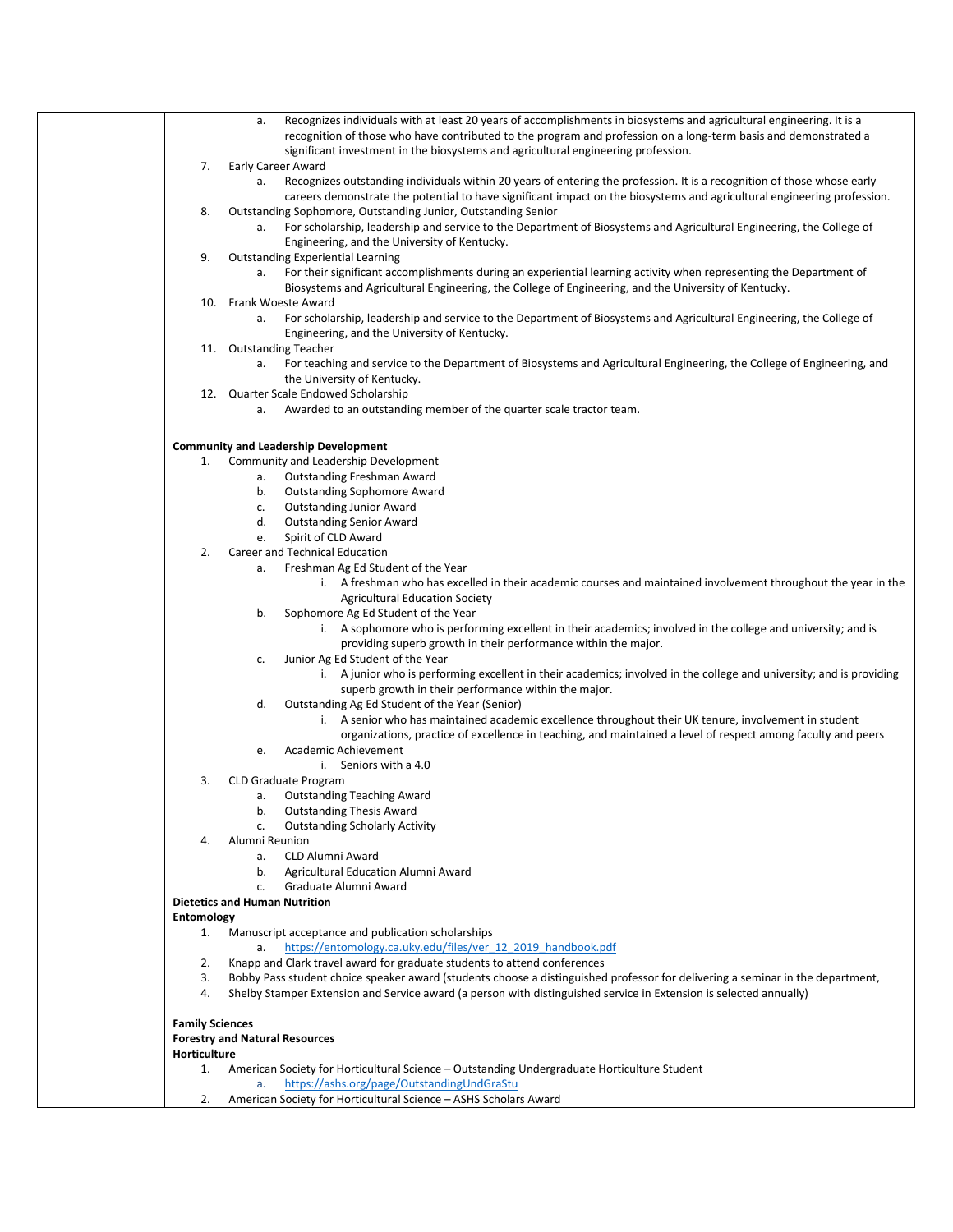a. Recognizes individuals with at least 20 years of accomplishments in biosystems and agricultural engineering. It is a recognition of those who have contributed to the program and profession on a long-term basis and demonstrated a significant investment in the biosystems and agricultural engineering profession.

7. Early Career Award
   a. Recognizes outstanding individuals within 20 years of entering the profession. It is a recognition of those whose early careers demonstrate the potential to have significant impact on the biosystems and agricultural engineering profession.
8. Outstanding Sophomore, Outstanding Junior, Outstanding Senior
   a. For scholarship, leadership and service to the Department of Biosystems and Agricultural Engineering, the College of Engineering, and the University of Kentucky.
9. Outstanding Experiential Learning
   a. For their significant accomplishments during an experiential learning activity when representing the Department of Biosystems and Agricultural Engineering, the College of Engineering, and the University of Kentucky.
10. Frank Woeste Award
    a. For scholarship, leadership and service to the Department of Biosystems and Agricultural Engineering, the College of Engineering, and the University of Kentucky.
11. Outstanding Teacher
    a. For teaching and service to the Department of Biosystems and Agricultural Engineering, the College of Engineering, and the University of Kentucky.
12. Quarter Scale Endowed Scholarship
    a. Awarded to an outstanding member of the quarter scale tractor team.

**Community and Leadership Development**

1. Community and Leadership Development
   a. Outstanding Freshman Award
   b. Outstanding Sophomore Award
   c. Outstanding Junior Award
   d. Outstanding Senior Award
   e. Spirit of CLD Award
2. Career and Technical Education
   a. Freshman Ag Ed Student of the Year
      i. A freshman who has excelled in their academic courses and maintained involvement throughout the year in the Agricultural Education Society
   b. Sophomore Ag Ed Student of the Year
      i. A sophomore who is performing excellent in their academics; involved in the college and university; and is providing superb growth in their performance within the major.
   c. Junior Ag Ed Student of the Year
      i. A junior who is performing excellent in their academics; involved in the college and university; and is providing superb growth in their performance within the major.
   d. Outstanding Ag Ed Student of the Year (Senior)
      i. A senior who has maintained academic excellence throughout their UK tenure, involvement in student organizations, practice of excellence in teaching, and maintained a level of respect among faculty and peers
   e. Academic Achievement
      i. Seniors with a 4.0
3. CLD Graduate Program
   a. Outstanding Teaching Award
   b. Outstanding Thesis Award
   c. Outstanding Scholarly Activity
4. Alumni Reunion
   a. CLD Alumni Award
   b. Agricultural Education Alumni Award
   c. Graduate Alumni Award

**Dietetics and Human Nutrition**

**Entomology**

1. Manuscript acceptance and publication scholarships
   a. https://entomology.ca.uky.edu/files/ver_12_2019_handbook.pdf
2. Knapp and Clark travel award for graduate students to attend conferences
3. Bobby Pass student choice speaker award (students choose a distinguished professor for delivering a seminar in the department,
4. Shelby Stamper Extension and Service award (a person with distinguished service in Extension is selected annually)

**Family Sciences**

**Forestry and Natural Resources**

**Horticulture**

1. American Society for Horticultural Science – Outstanding Undergraduate Horticulture Student
   a. https://ashs.org/page/OutstandingUndGraStu
2. American Society for Horticultural Science – ASHS Scholars Award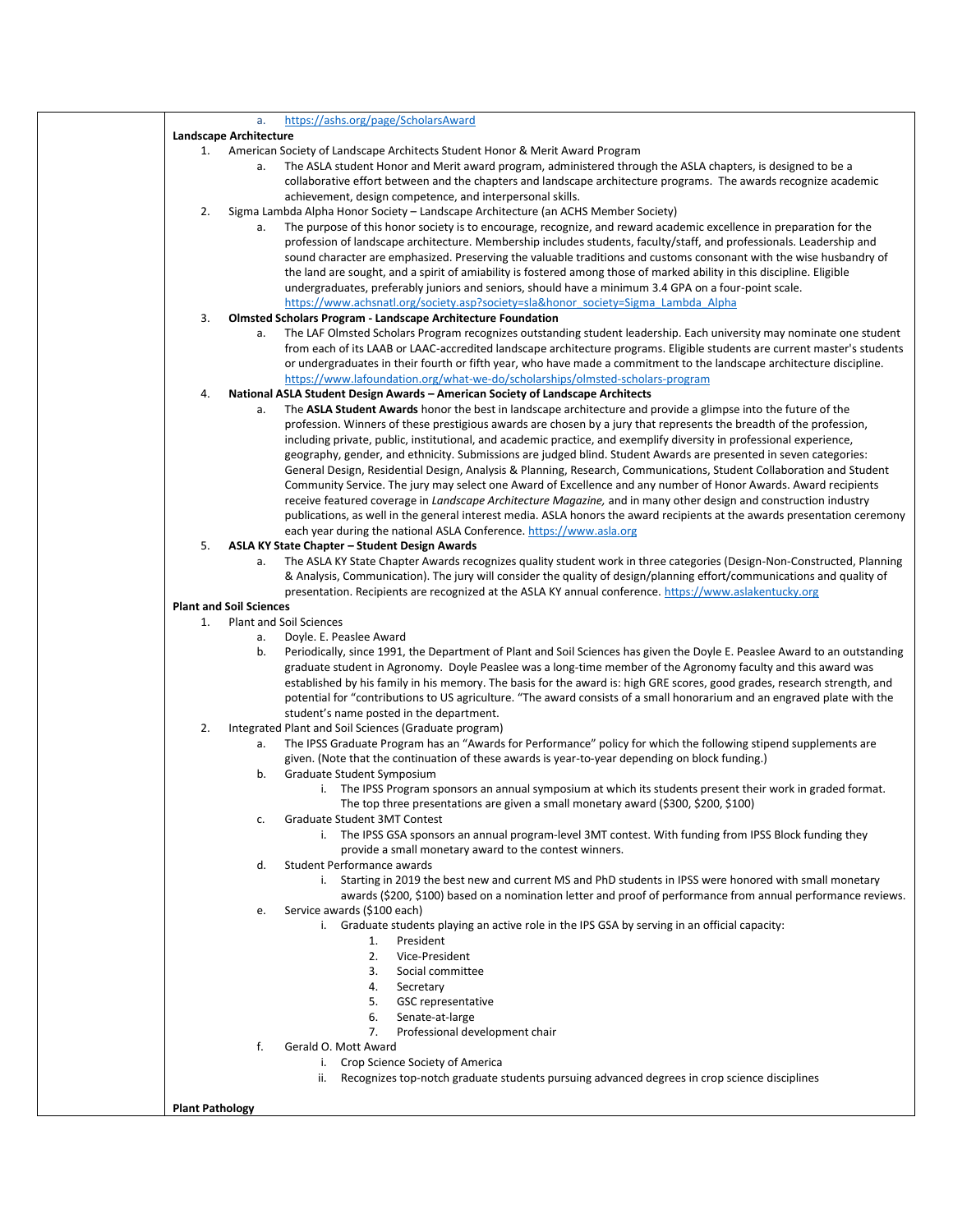a. https://ashs.org/page/ScholarsAward

**Landscape Architecture**

1. American Society of Landscape Architects Student Honor & Merit Award Program
   a. The ASLA student Honor and Merit award program, administered through the ASLA chapters, is designed to be a collaborative effort between and the chapters and landscape architecture programs. The awards recognize academic achievement, design competence, and interpersonal skills.
2. Sigma Lambda Alpha Honor Society – Landscape Architecture (an ACHS Member Society)
   a. The purpose of this honor society is to encourage, recognize, and reward academic excellence in preparation for the profession of landscape architecture. Membership includes students, faculty/staff, and professionals. Leadership and sound character are emphasized. Preserving the valuable traditions and customs consonant with the wise husbandry of the land are sought, and a spirit of amiability is fostered among those of marked ability in this discipline. Eligible undergraduates, preferably juniors and seniors, should have a minimum 3.4 GPA on a four-point scale. https://www.achsnatl.org/society.asp?society=sla&honor_society=Sigma_Lambda_Alpha
3. **Olmsted Scholars Program - Landscape Architecture Foundation**
   a. The LAF Olmsted Scholars Program recognizes outstanding student leadership. Each university may nominate one student from each of its LAAB or LAAC-accredited landscape architecture programs. Eligible students are current master's students or undergraduates in their fourth or fifth year, who have made a commitment to the landscape architecture discipline. https://www.lafoundation.org/what-we-do/scholarships/olmsted-scholars-program
4. **National ASLA Student Design Awards – American Society of Landscape Architects**
   a. The **ASLA Student Awards** honor the best in landscape architecture and provide a glimpse into the future of the profession. Winners of these prestigious awards are chosen by a jury that represents the breadth of the profession, including private, public, institutional, and academic practice, and exemplify diversity in professional experience, geography, gender, and ethnicity. Submissions are judged blind. Student Awards are presented in seven categories: General Design, Residential Design, Analysis & Planning, Research, Communications, Student Collaboration and Student Community Service. The jury may select one Award of Excellence and any number of Honor Awards. Award recipients receive featured coverage in *Landscape Architecture Magazine,* and in many other design and construction industry publications, as well in the general interest media. ASLA honors the award recipients at the awards presentation ceremony each year during the national ASLA Conference. https://www.asla.org
5. **ASLA KY State Chapter – Student Design Awards**
   a. The ASLA KY State Chapter Awards recognizes quality student work in three categories (Design-Non-Constructed, Planning & Analysis, Communication). The jury will consider the quality of design/planning effort/communications and quality of presentation. Recipients are recognized at the ASLA KY annual conference. https://www.aslakentucky.org

**Plant and Soil Sciences**

1. Plant and Soil Sciences
   a. Doyle. E. Peaslee Award
   b. Periodically, since 1991, the Department of Plant and Soil Sciences has given the Doyle E. Peaslee Award to an outstanding graduate student in Agronomy. Doyle Peaslee was a long-time member of the Agronomy faculty and this award was established by his family in his memory. The basis for the award is: high GRE scores, good grades, research strength, and potential for "contributions to US agriculture. "The award consists of a small honorarium and an engraved plate with the student's name posted in the department.
2. Integrated Plant and Soil Sciences (Graduate program)
   a. The IPSS Graduate Program has an "Awards for Performance" policy for which the following stipend supplements are given. (Note that the continuation of these awards is year-to-year depending on block funding.)
   b. Graduate Student Symposium
      i. The IPSS Program sponsors an annual symposium at which its students present their work in graded format. The top three presentations are given a small monetary award ($300, $200, $100)
   c. Graduate Student 3MT Contest
      i. The IPSS GSA sponsors an annual program-level 3MT contest. With funding from IPSS Block funding they provide a small monetary award to the contest winners.
   d. Student Performance awards
      i. Starting in 2019 the best new and current MS and PhD students in IPSS were honored with small monetary awards ($200, $100) based on a nomination letter and proof of performance from annual performance reviews.
   e. Service awards ($100 each)
      i. Graduate students playing an active role in the IPS GSA by serving in an official capacity:
         1. President
         2. Vice-President
         3. Social committee
         4. Secretary
         5. GSC representative
         6. Senate-at-large
         7. Professional development chair
   f. Gerald O. Mott Award
      i. Crop Science Society of America
      ii. Recognizes top-notch graduate students pursuing advanced degrees in crop science disciplines

**Plant Pathology**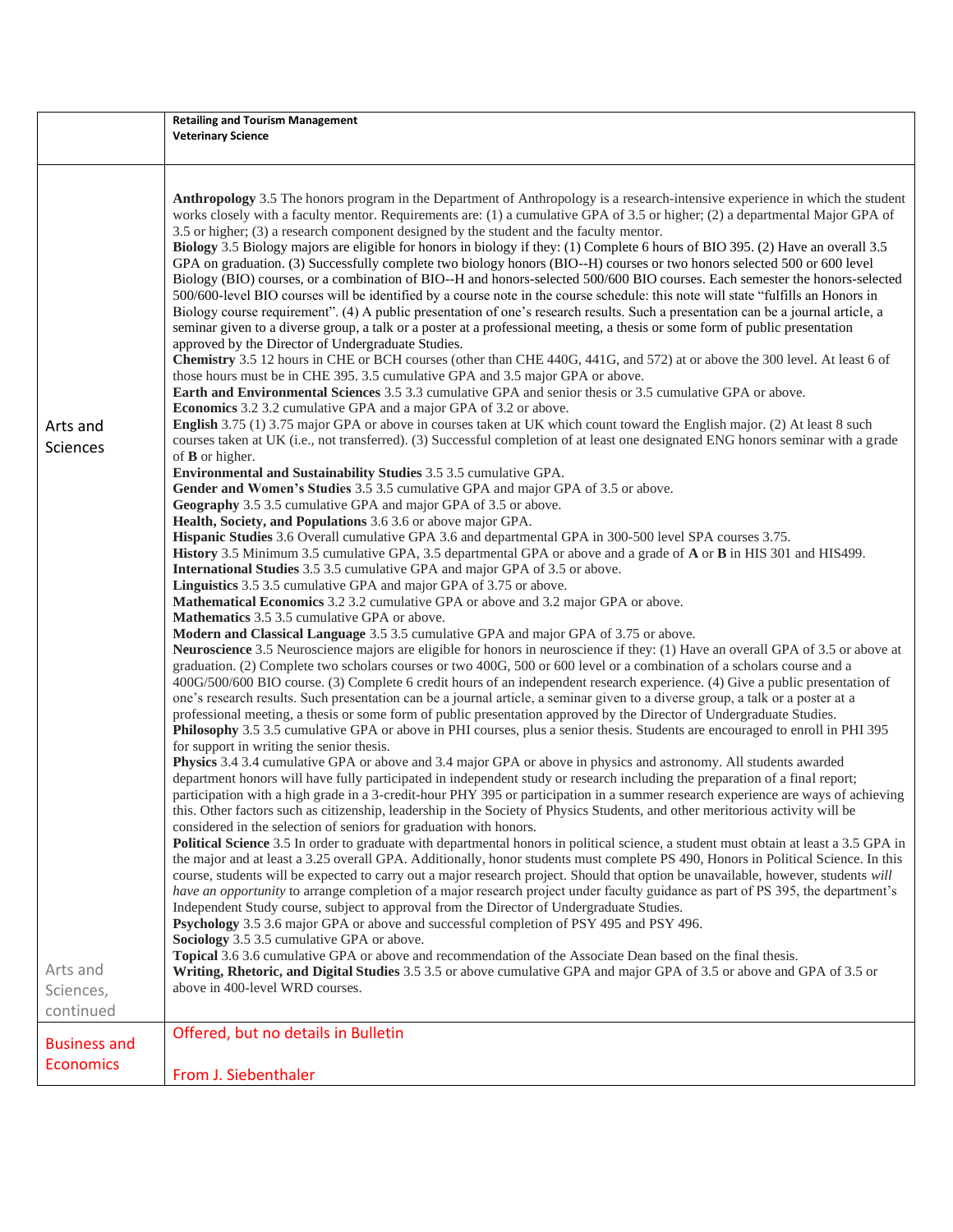| | |
|---|---|
| | **Retailing and Tourism Management**<br>**Veterinary Science** |
| Arts and Sciences<br><br>Arts and Sciences, continued | **Anthropology** 3.5 The honors program in the Department of Anthropology is a research-intensive experience in which the student works closely with a faculty mentor. Requirements are: (1) a cumulative GPA of 3.5 or higher; (2) a departmental Major GPA of 3.5 or higher; (3) a research component designed by the student and the faculty mentor.<br>**Biology** 3.5 Biology majors are eligible for honors in biology if they: (1) Complete 6 hours of BIO 395. (2) Have an overall 3.5 GPA on graduation. (3) Successfully complete two biology honors (BIO--H) courses or two honors selected 500 or 600 level Biology (BIO) courses, or a combination of BIO--H and honors-selected 500/600 BIO courses. Each semester the honors-selected 500/600-level BIO courses will be identified by a course note in the course schedule: this note will state "fulfills an Honors in Biology course requirement". (4) A public presentation of one's research results. Such a presentation can be a journal article, a seminar given to a diverse group, a talk or a poster at a professional meeting, a thesis or some form of public presentation approved by the Director of Undergraduate Studies.<br>**Chemistry** 3.5 12 hours in CHE or BCH courses (other than CHE 440G, 441G, and 572) at or above the 300 level. At least 6 of those hours must be in CHE 395. 3.5 cumulative GPA and 3.5 major GPA or above.<br>**Earth and Environmental Sciences** 3.5 3.3 cumulative GPA and senior thesis or 3.5 cumulative GPA or above.<br>**Economics** 3.2 3.2 cumulative GPA and a major GPA of 3.2 or above.<br>**English** 3.75 (1) 3.75 major GPA or above in courses taken at UK which count toward the English major. (2) At least 8 such courses taken at UK (i.e., not transferred). (3) Successful completion of at least one designated ENG honors seminar with a grade of **B** or higher.<br>**Environmental and Sustainability Studies** 3.5 3.5 cumulative GPA.<br>**Gender and Women's Studies** 3.5 3.5 cumulative GPA and major GPA of 3.5 or above.<br>**Geography** 3.5 3.5 cumulative GPA and major GPA of 3.5 or above.<br>**Health, Society, and Populations** 3.6 3.6 or above major GPA.<br>**Hispanic Studies** 3.6 Overall cumulative GPA 3.6 and departmental GPA in 300-500 level SPA courses 3.75.<br>**History** 3.5 Minimum 3.5 cumulative GPA, 3.5 departmental GPA or above and a grade of **A** or **B** in HIS 301 and HIS499.<br>**International Studies** 3.5 3.5 cumulative GPA and major GPA of 3.5 or above.<br>**Linguistics** 3.5 3.5 cumulative GPA and major GPA of 3.75 or above.<br>**Mathematical Economics** 3.2 3.2 cumulative GPA or above and 3.2 major GPA or above.<br>**Mathematics** 3.5 3.5 cumulative GPA or above.<br>**Modern and Classical Language** 3.5 3.5 cumulative GPA and major GPA of 3.75 or above.<br>**Neuroscience** 3.5 Neuroscience majors are eligible for honors in neuroscience if they: (1) Have an overall GPA of 3.5 or above at graduation. (2) Complete two scholars courses or two 400G, 500 or 600 level or a combination of a scholars course and a 400G/500/600 BIO course. (3) Complete 6 credit hours of an independent research experience. (4) Give a public presentation of one's research results. Such presentation can be a journal article, a seminar given to a diverse group, a talk or a poster at a professional meeting, a thesis or some form of public presentation approved by the Director of Undergraduate Studies.<br>**Philosophy** 3.5 3.5 cumulative GPA or above in PHI courses, plus a senior thesis. Students are encouraged to enroll in PHI 395 for support in writing the senior thesis.<br>**Physics** 3.4 3.4 cumulative GPA or above and 3.4 major GPA or above in physics and astronomy. All students awarded department honors will have fully participated in independent study or research including the preparation of a final report; participation with a high grade in a 3-credit-hour PHY 395 or participation in a summer research experience are ways of achieving this. Other factors such as citizenship, leadership in the Society of Physics Students, and other meritorious activity will be considered in the selection of seniors for graduation with honors.<br>**Political Science** 3.5 In order to graduate with departmental honors in political science, a student must obtain at least a 3.5 GPA in the major and at least a 3.25 overall GPA. Additionally, honor students must complete PS 490, Honors in Political Science. In this course, students will be expected to carry out a major research project. Should that option be unavailable, however, students *will have an opportunity* to arrange completion of a major research project under faculty guidance as part of PS 395, the department's Independent Study course, subject to approval from the Director of Undergraduate Studies.<br>**Psychology** 3.5 3.6 major GPA or above and successful completion of PSY 495 and PSY 496.<br>**Sociology** 3.5 3.5 cumulative GPA or above.<br>**Topical** 3.6 3.6 cumulative GPA or above and recommendation of the Associate Dean based on the final thesis.<br>**Writing, Rhetoric, and Digital Studies** 3.5 3.5 or above cumulative GPA and major GPA of 3.5 or above and GPA of 3.5 or above in 400-level WRD courses. |
| Business and Economics | Offered, but no details in Bulletin<br><br>From J. Siebenthaler |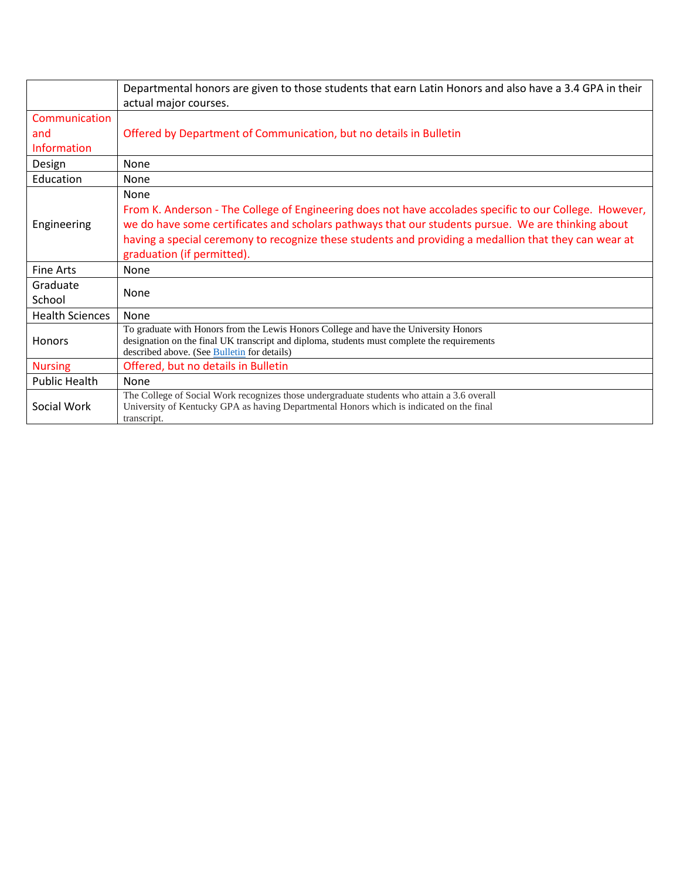| | |
|---|---|
| | Departmental honors are given to those students that earn Latin Honors and also have a 3.4 GPA in their actual major courses. |
| Communication and Information | Offered by Department of Communication, but no details in Bulletin |
| Design | None |
| Education | None |
| Engineering | None<br>From K. Anderson - The College of Engineering does not have accolades specific to our College. However, we do have some certificates and scholars pathways that our students pursue. We are thinking about having a special ceremony to recognize these students and providing a medallion that they can wear at graduation (if permitted). |
| Fine Arts | None |
| Graduate School | None |
| Health Sciences | None |
| Honors | To graduate with Honors from the Lewis Honors College and have the University Honors designation on the final UK transcript and diploma, students must complete the requirements described above. (See Bulletin for details) |
| Nursing | Offered, but no details in Bulletin |
| Public Health | None |
| Social Work | The College of Social Work recognizes those undergraduate students who attain a 3.6 overall University of Kentucky GPA as having Departmental Honors which is indicated on the final transcript. |